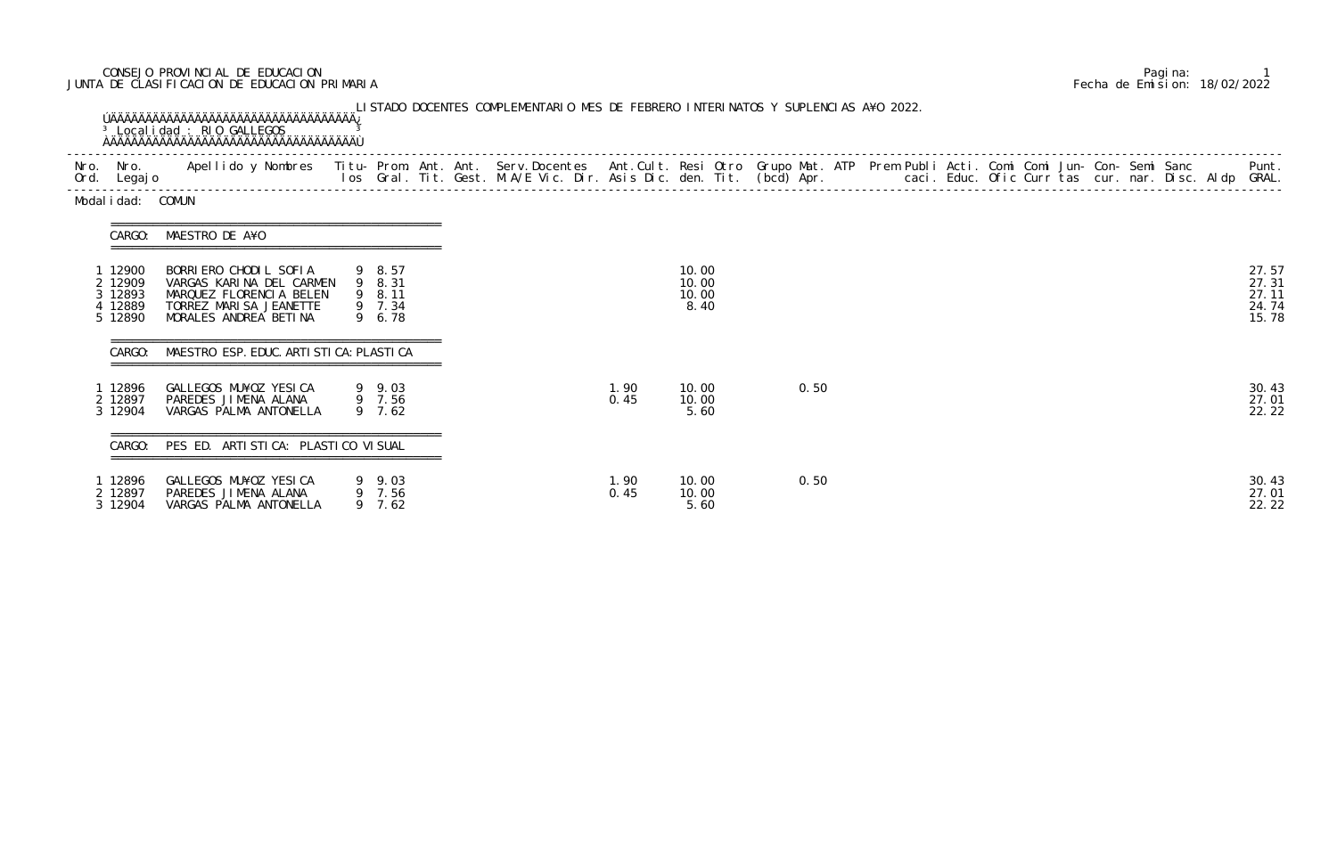CONSEJO PROVINCIAL DE EDUCACION
JUNTA DE CLASIFICACION DE EDUCACION PRIMARIA

Pagina: 1
Fecha de Emision: 18/02/2022

LISTADO DOCENTES COMPLEMENTARIO MES DE FEBRERO INTERINATOS Y SUPLENCIAS A¥O 2022.

Localidad : RIO GALLEGOS

Modalidad: COMUN

CARGO: MAESTRO DE A¥O

| Nro. Ord. | Nro. Legajo | Apellido y Nombres | Titulos | Prom. Gral. | Ant. Tit. | Ant. Gest. | Serv. Docentes M.A/E Vic. Dir. | Ant. Cult. Asis | Resi Dic. | Otro den. | Grupo Tit. (bcd) | Mat. Apr. | ATP | Prem | Publi caci. | Acti. Educ. | Comi Ofic | Comi Curr | Jun- tas | Con- cur. | Semi nar. | Sanc Disc. | Aldp | Punt. GRAL. |
|---|---|---|---|---|---|---|---|---|---|---|---|---|---|---|---|---|---|---|---|---|---|---|---|---|
| 1 | 12900 | BORRIERO CHODIL SOFIA | 9 | 8.57 | | | | | 10.00 | | | | | | | | | | | | | | | 27.57 |
| 2 | 12909 | VARGAS KARINA DEL CARMEN | 9 | 8.31 | | | | | 10.00 | | | | | | | | | | | | | | | 27.31 |
| 3 | 12893 | MARQUEZ FLORENCIA BELEN | 9 | 8.11 | | | | | 10.00 | | | | | | | | | | | | | | | 27.11 |
| 4 | 12889 | TORREZ MARISA JEANETTE | 9 | 7.34 | | | | | 8.40 | | | | | | | | | | | | | | | 24.74 |
| 5 | 12890 | MORALES ANDREA BETINA | 9 | 6.78 | | | | | | | | | | | | | | | | | | | | 15.78 |

CARGO: MAESTRO ESP. EDUC. ARTISTICA: PLASTICA

| Nro. Ord. | Nro. Legajo | Apellido y Nombres | Titulos | Prom. Gral. | Ant. Tit. | Ant. Gest. | Serv. Docentes M.A/E Vic. Dir. | Ant. Cult. Asis | Resi Dic. | Otro den. | Grupo Tit. (bcd) | Mat. Apr. | ATP | Prem | Publi caci. | Acti. Educ. | Comi Ofic | Comi Curr | Jun- tas | Con- cur. | Semi nar. | Sanc Disc. | Aldp | Punt. GRAL. |
|---|---|---|---|---|---|---|---|---|---|---|---|---|---|---|---|---|---|---|---|---|---|---|---|---|
| 1 | 12896 | GALLEGOS MU¥OZ YESICA | 9 | 9.03 | | | | 1.90 | 10.00 | | 0.50 | | | | | | | | | | | | | 30.43 |
| 2 | 12897 | PAREDES JIMENA ALANA | 9 | 7.56 | | | | 0.45 | 10.00 | | | | | | | | | | | | | | | 27.01 |
| 3 | 12904 | VARGAS PALMA ANTONELLA | 9 | 7.62 | | | | | 5.60 | | | | | | | | | | | | | | | 22.22 |

CARGO: PES ED. ARTISTICA: PLASTICO VISUAL

| Nro. Ord. | Nro. Legajo | Apellido y Nombres | Titulos | Prom. Gral. | Ant. Tit. | Ant. Gest. | Serv. Docentes M.A/E Vic. Dir. | Ant. Cult. Asis | Resi Dic. | Otro den. | Grupo Tit. (bcd) | Mat. Apr. | ATP | Prem | Publi caci. | Acti. Educ. | Comi Ofic | Comi Curr | Jun- tas | Con- cur. | Semi nar. | Sanc Disc. | Aldp | Punt. GRAL. |
|---|---|---|---|---|---|---|---|---|---|---|---|---|---|---|---|---|---|---|---|---|---|---|---|---|
| 1 | 12896 | GALLEGOS MU¥OZ YESICA | 9 | 9.03 | | | | 1.90 | 10.00 | | 0.50 | | | | | | | | | | | | | 30.43 |
| 2 | 12897 | PAREDES JIMENA ALANA | 9 | 7.56 | | | | 0.45 | 10.00 | | | | | | | | | | | | | | | 27.01 |
| 3 | 12904 | VARGAS PALMA ANTONELLA | 9 | 7.62 | | | | | 5.60 | | | | | | | | | | | | | | | 22.22 |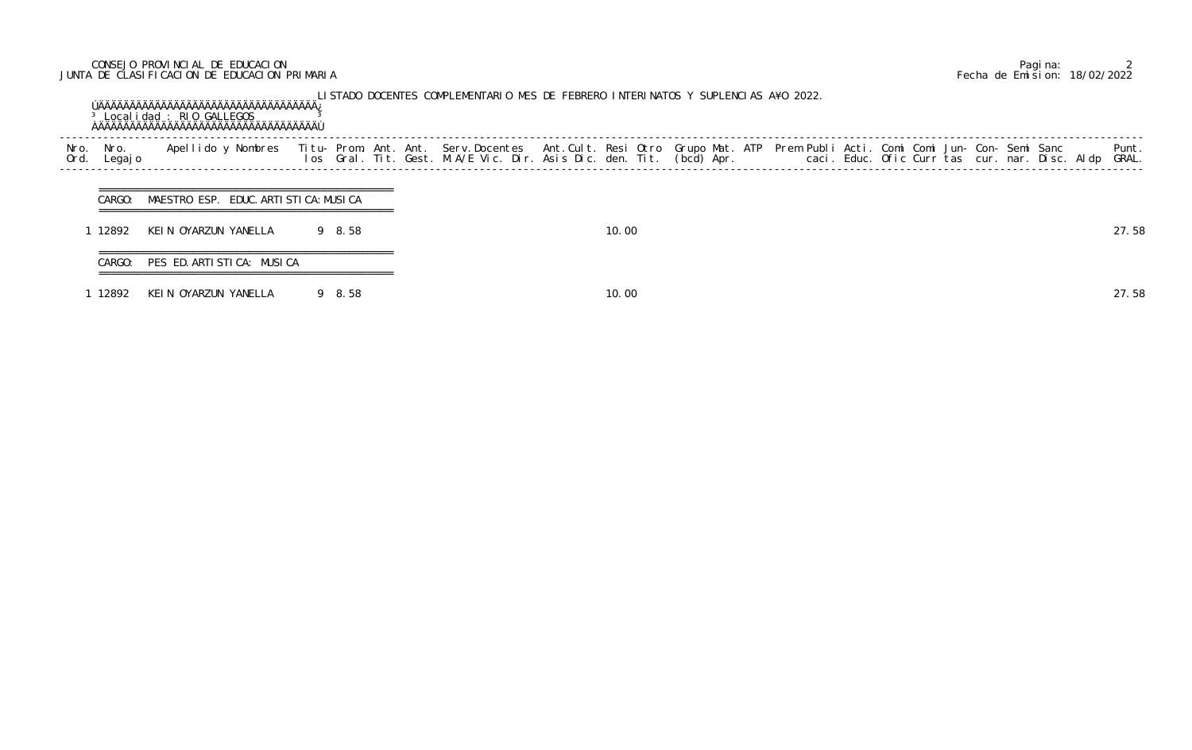CONSEJO PROVINCIAL DE EDUCACION
JUNTA DE CLASIFICACION DE EDUCACION PRIMARIA

Pagina: 2
Fecha de Emision: 18/02/2022

LISTADO DOCENTES COMPLEMENTARIO MES DE FEBRERO INTERINATOS Y SUPLENCIAS A¥O 2022.

Localidad : RIO GALLEGOS

| Nro. Ord. | Nro. Legajo | Apellido y Nombres | Titu- los | Prom. Gral. | Ant. Tit. | Ant. Gest. | Serv.Docentes M.A/E Vic. Dir. | Ant.Cult. Asis Dic. | Resi den. | Otro Tit. | Grupo (bcd) | Mat. Apr. | ATP | Prem | Publi caci. | Acti. Educ. | Comi Ofic | Comi Curr | Jun- tas | Con- cur. | Semi nar. | Sanc Disc. | Aldp | Punt. GRAL. |
|---|---|---|---|---|---|---|---|---|---|---|---|---|---|---|---|---|---|---|---|---|---|---|---|---|
| CARGO: MAESTRO ESP. EDUC.ARTISTICA:MUSICA | | | | | | | | | | | | | | | | | | | | | | | | |
| 1 | 12892 | KEIN OYARZUN YANELLA | 9 | 8.58 | | | | | 10.00 | | | | | | | | | | | | | | | 27.58 |
| CARGO: PES ED.ARTISTICA: MUSICA | | | | | | | | | | | | | | | | | | | | | | | | |
| 1 | 12892 | KEIN OYARZUN YANELLA | 9 | 8.58 | | | | | 10.00 | | | | | | | | | | | | | | | 27.58 |